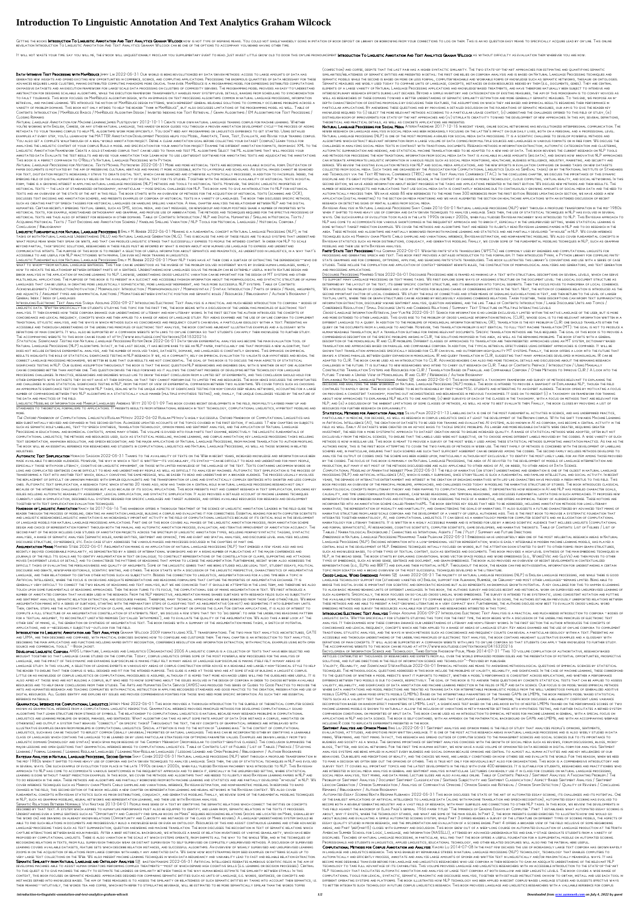# Introduction To Linguistic Annotation And Text Analytics Graham Wilcock

Getting the books **Introduction To Linguistic Annotation And Text Analytics Graham Wilcock** now is not type of inspiring means. You could not single-handedly going in imitation of book deposit or library or borrowing from your connections to log on them. This is an no question easy means to specifically acquire lead by on-line. This online revelation Introduction To Linguistic Annotation And Text Analytics Graham Wilcock can be one of the options to accompany you behind having other time.

It will not waste your time. say you will me, the e-book will unquestionably proclaim you supplementary event to read. Just invest little grow old to door this on-line pronouncement **Introduction To Linguistic Annotation And Text Analytics Graham Wilcock** as without difficulty as evaluation them wherever you are now.